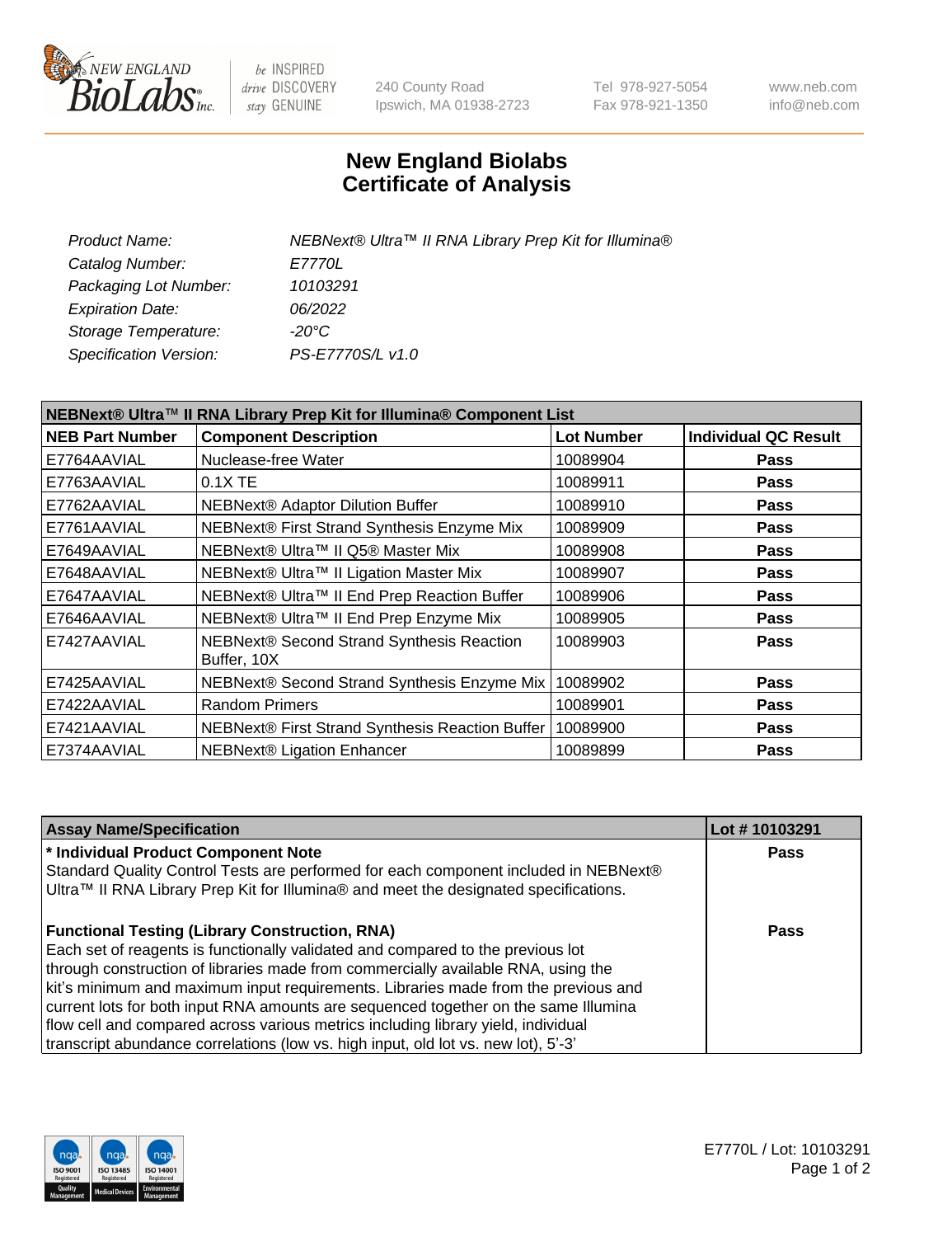# New England Biolabs Certificate of Analysis

| | |
|---|---|
| *Product Name:* | *NEBNext® Ultra™ II RNA Library Prep Kit for Illumina®* |
| *Catalog Number:* | *E7770L* |
| *Packaging Lot Number:* | *10103291* |
| *Expiration Date:* | *06/2022* |
| *Storage Temperature:* | *-20°C* |
| *Specification Version:* | *PS-E7770S/L v1.0* |

| NEBNext® Ultra™ II RNA Library Prep Kit for Illumina® Component List | | | |
|---|---|---|---|
| **NEB Part Number** | **Component Description** | **Lot Number** | **Individual QC Result** |
| E7764AAVIAL | Nuclease-free Water | 10089904 | **Pass** |
| E7763AAVIAL | 0.1X TE | 10089911 | **Pass** |
| E7762AAVIAL | NEBNext® Adaptor Dilution Buffer | 10089910 | **Pass** |
| E7761AAVIAL | NEBNext® First Strand Synthesis Enzyme Mix | 10089909 | **Pass** |
| E7649AAVIAL | NEBNext® Ultra™ II Q5® Master Mix | 10089908 | **Pass** |
| E7648AAVIAL | NEBNext® Ultra™ II Ligation Master Mix | 10089907 | **Pass** |
| E7647AAVIAL | NEBNext® Ultra™ II End Prep Reaction Buffer | 10089906 | **Pass** |
| E7646AAVIAL | NEBNext® Ultra™ II End Prep Enzyme Mix | 10089905 | **Pass** |
| E7427AAVIAL | NEBNext® Second Strand Synthesis Reaction Buffer, 10X | 10089903 | **Pass** |
| E7425AAVIAL | NEBNext® Second Strand Synthesis Enzyme Mix | 10089902 | **Pass** |
| E7422AAVIAL | Random Primers | 10089901 | **Pass** |
| E7421AAVIAL | NEBNext® First Strand Synthesis Reaction Buffer | 10089900 | **Pass** |
| E7374AAVIAL | NEBNext® Ligation Enhancer | 10089899 | **Pass** |

| Assay Name/Specification | Lot # 10103291 |
|---|---|
| **\* Individual Product Component Note**<br>Standard Quality Control Tests are performed for each component included in NEBNext® Ultra™ II RNA Library Prep Kit for Illumina® and meet the designated specifications. | **Pass** |
| **Functional Testing (Library Construction, RNA)**<br>Each set of reagents is functionally validated and compared to the previous lot through construction of libraries made from commercially available RNA, using the kit's minimum and maximum input requirements. Libraries made from the previous and current lots for both input RNA amounts are sequenced together on the same Illumina flow cell and compared across various metrics including library yield, individual transcript abundance correlations (low vs. high input, old lot vs. new lot), 5'-3' | **Pass** |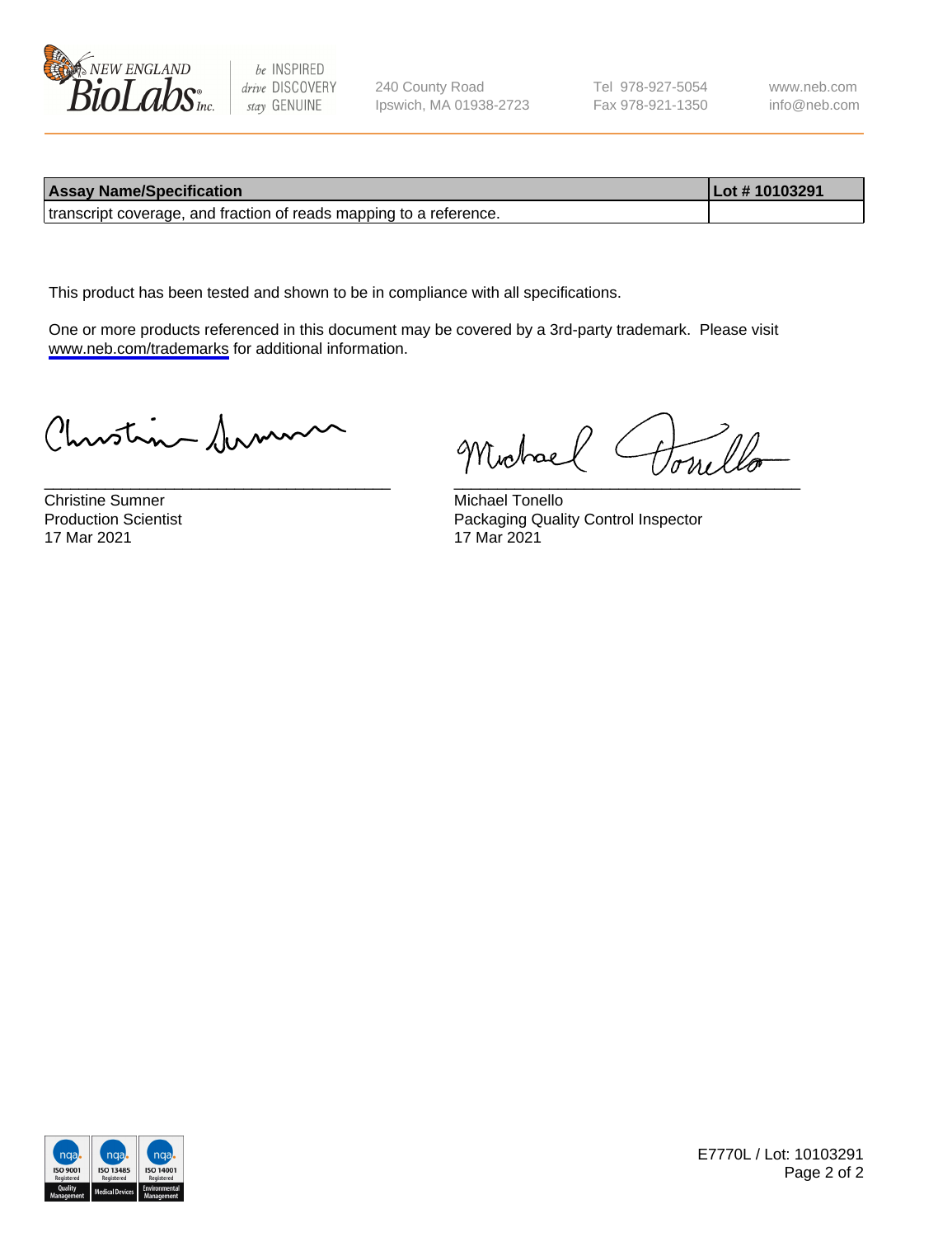| Assay Name/Specification | Lot # 10103291 |
| --- | --- |
| transcript coverage, and fraction of reads mapping to a reference. | |

This product has been tested and shown to be in compliance with all specifications.

One or more products referenced in this document may be covered by a 3rd-party trademark. Please visit www.neb.com/trademarks for additional information.

Christine Sumner
Production Scientist
17 Mar 2021

Michael Tonello
Packaging Quality Control Inspector
17 Mar 2021

E7770L / Lot: 10103291